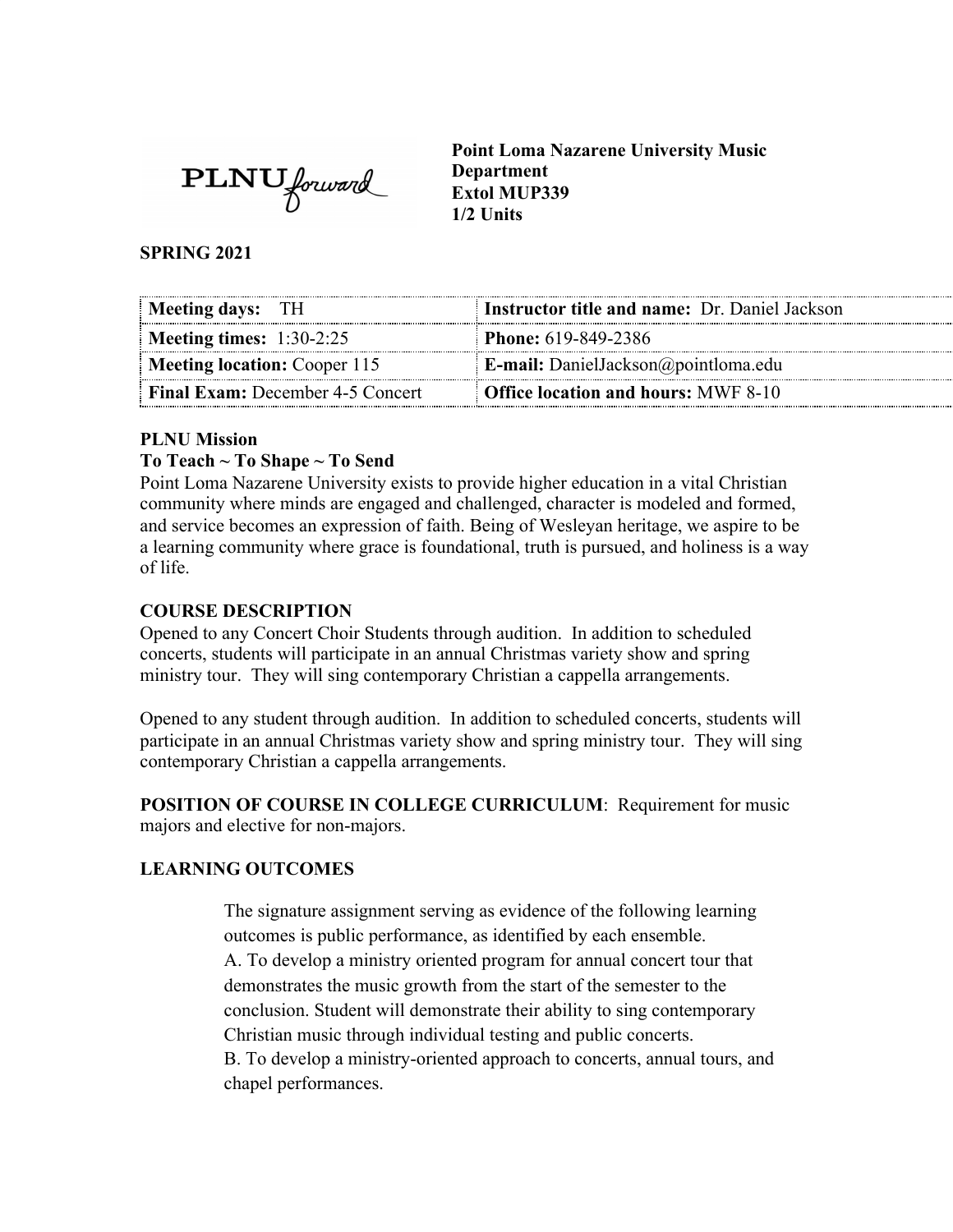PLNU forward

**Point Loma Nazarene University Music Department**
**Extol MUP339**
**1/2 Units**

**SPRING 2021**

| | |
|---|---|
| **Meeting days:** TH | **Instructor title and name:** Dr. Daniel Jackson |
| **Meeting times:** 1:30-2:25 | **Phone:** 619-849-2386 |
| **Meeting location:** Cooper 115 | **E-mail:** DanielJackson@pointloma.edu |
| **Final Exam:** December 4-5 Concert | **Office location and hours:** MWF 8-10 |

**PLNU Mission**

**To Teach ~ To Shape ~ To Send**

Point Loma Nazarene University exists to provide higher education in a vital Christian community where minds are engaged and challenged, character is modeled and formed, and service becomes an expression of faith. Being of Wesleyan heritage, we aspire to be a learning community where grace is foundational, truth is pursued, and holiness is a way of life.

**COURSE DESCRIPTION**

Opened to any Concert Choir Students through audition. In addition to scheduled concerts, students will participate in an annual Christmas variety show and spring ministry tour. They will sing contemporary Christian a cappella arrangements.

Opened to any student through audition. In addition to scheduled concerts, students will participate in an annual Christmas variety show and spring ministry tour. They will sing contemporary Christian a cappella arrangements.

**POSITION OF COURSE IN COLLEGE CURRICULUM**: Requirement for music majors and elective for non-majors.

**LEARNING OUTCOMES**

The signature assignment serving as evidence of the following learning outcomes is public performance, as identified by each ensemble.

A. To develop a ministry oriented program for annual concert tour that demonstrates the music growth from the start of the semester to the conclusion. Student will demonstrate their ability to sing contemporary Christian music through individual testing and public concerts.

B. To develop a ministry-oriented approach to concerts, annual tours, and chapel performances.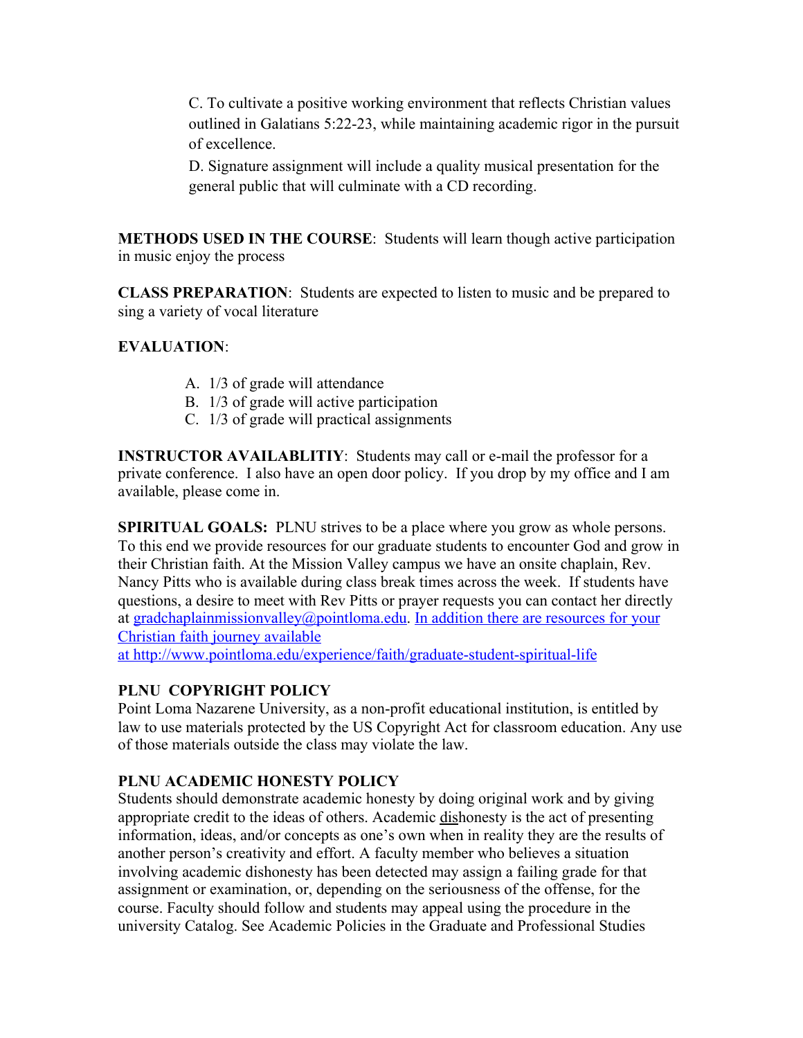C. To cultivate a positive working environment that reflects Christian values outlined in Galatians 5:22-23, while maintaining academic rigor in the pursuit of excellence.

D. Signature assignment will include a quality musical presentation for the general public that will culminate with a CD recording.

**METHODS USED IN THE COURSE**: Students will learn though active participation in music enjoy the process

**CLASS PREPARATION**: Students are expected to listen to music and be prepared to sing a variety of vocal literature

**EVALUATION**:

A. 1/3 of grade will attendance
B. 1/3 of grade will active participation
C. 1/3 of grade will practical assignments

**INSTRUCTOR AVAILABLITIY**: Students may call or e-mail the professor for a private conference. I also have an open door policy. If you drop by my office and I am available, please come in.

**SPIRITUAL GOALS:** PLNU strives to be a place where you grow as whole persons. To this end we provide resources for our graduate students to encounter God and grow in their Christian faith. At the Mission Valley campus we have an onsite chaplain, Rev. Nancy Pitts who is available during class break times across the week. If students have questions, a desire to meet with Rev Pitts or prayer requests you can contact her directly at gradchaplainmissionvalley@pointloma.edu. In addition there are resources for your Christian faith journey available at http://www.pointloma.edu/experience/faith/graduate-student-spiritual-life

**PLNU COPYRIGHT POLICY**

Point Loma Nazarene University, as a non-profit educational institution, is entitled by law to use materials protected by the US Copyright Act for classroom education. Any use of those materials outside the class may violate the law.

**PLNU ACADEMIC HONESTY POLICY**

Students should demonstrate academic honesty by doing original work and by giving appropriate credit to the ideas of others. Academic dishonesty is the act of presenting information, ideas, and/or concepts as one's own when in reality they are the results of another person's creativity and effort. A faculty member who believes a situation involving academic dishonesty has been detected may assign a failing grade for that assignment or examination, or, depending on the seriousness of the offense, for the course. Faculty should follow and students may appeal using the procedure in the university Catalog. See Academic Policies in the Graduate and Professional Studies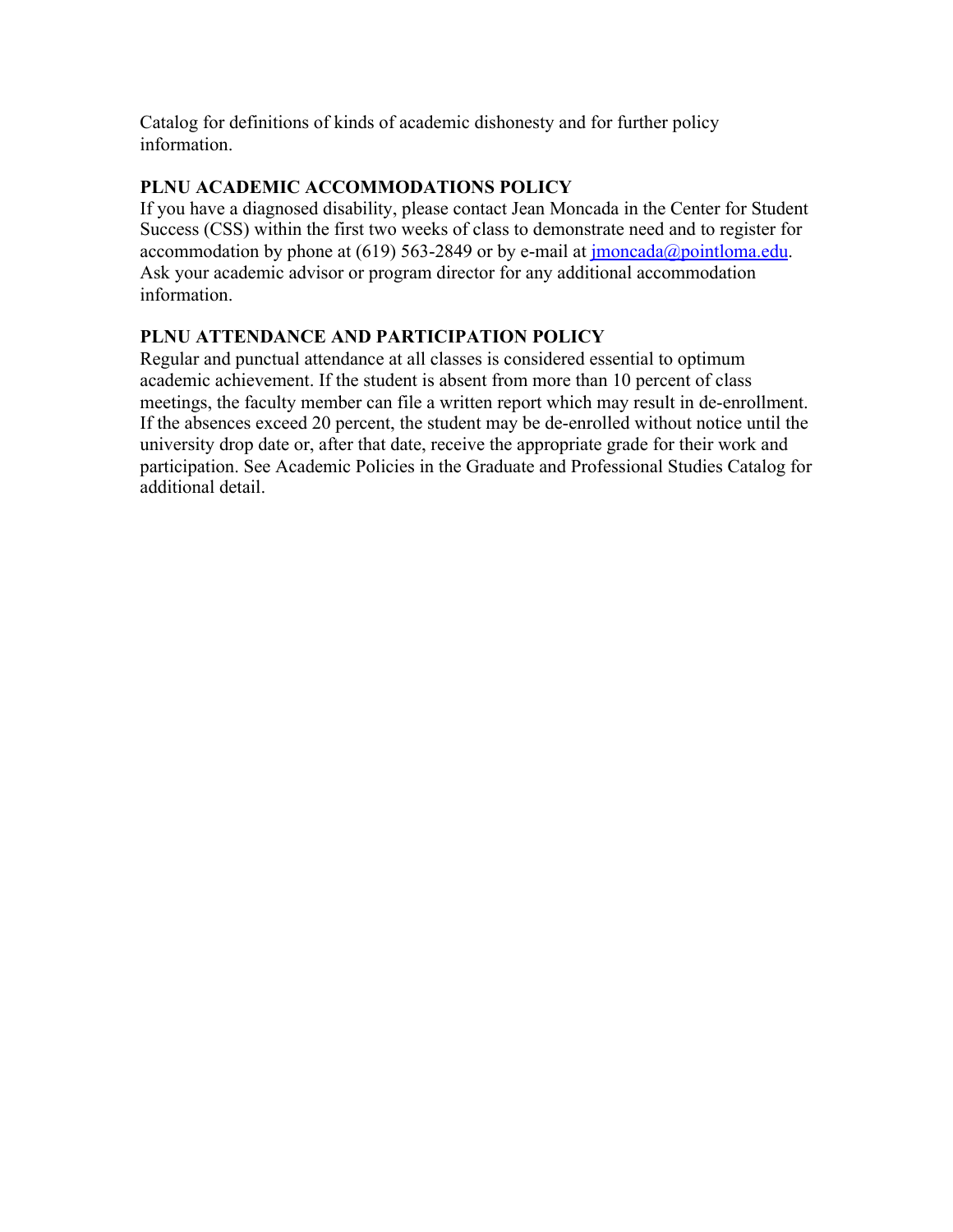Catalog for definitions of kinds of academic dishonesty and for further policy information.

**PLNU ACADEMIC ACCOMMODATIONS POLICY**

If you have a diagnosed disability, please contact Jean Moncada in the Center for Student Success (CSS) within the first two weeks of class to demonstrate need and to register for accommodation by phone at (619) 563-2849 or by e-mail at jmoncada@pointloma.edu. Ask your academic advisor or program director for any additional accommodation information.

**PLNU ATTENDANCE AND PARTICIPATION POLICY**

Regular and punctual attendance at all classes is considered essential to optimum academic achievement. If the student is absent from more than 10 percent of class meetings, the faculty member can file a written report which may result in de-enrollment. If the absences exceed 20 percent, the student may be de-enrolled without notice until the university drop date or, after that date, receive the appropriate grade for their work and participation. See Academic Policies in the Graduate and Professional Studies Catalog for additional detail.